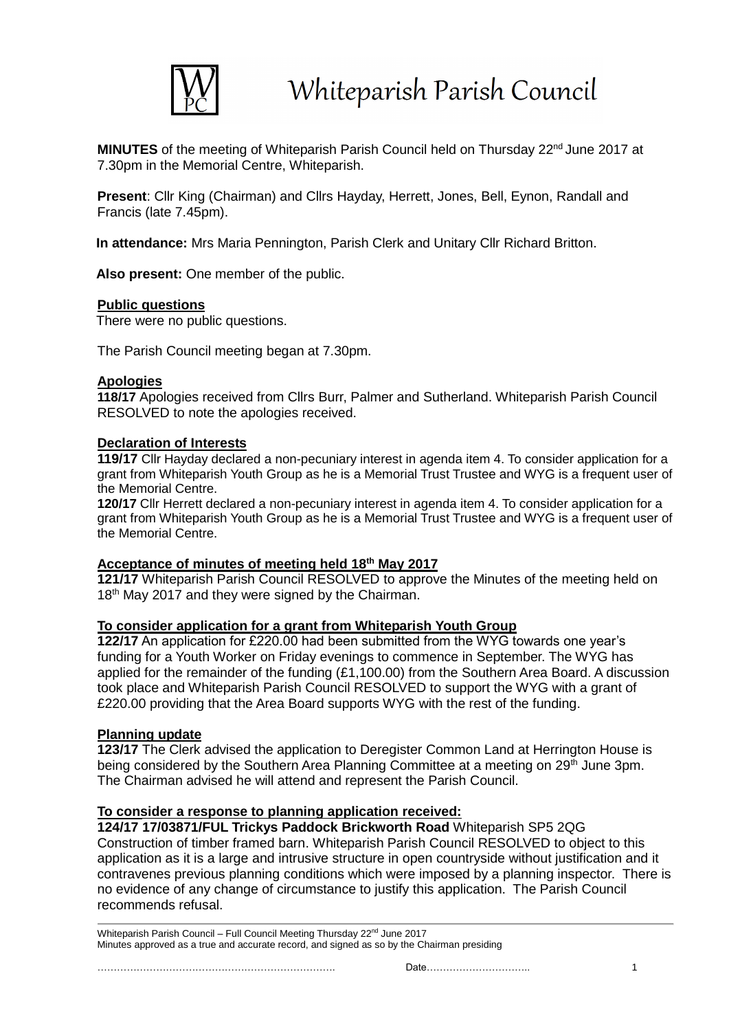# Whiteparish Parish Council

**MINUTES** of the meeting of Whiteparish Parish Council held on Thursday 22nd June 2017 at 7.30pm in the Memorial Centre, Whiteparish.

**Present**: Cllr King (Chairman) and Cllrs Hayday, Herrett, Jones, Bell, Eynon, Randall and Francis (late 7.45pm).

**In attendance:** Mrs Maria Pennington, Parish Clerk and Unitary Cllr Richard Britton.

**Also present:** One member of the public.

**Public questions**

There were no public questions.

The Parish Council meeting began at 7.30pm.

**Apologies**

**118/17** Apologies received from Cllrs Burr, Palmer and Sutherland. Whiteparish Parish Council RESOLVED to note the apologies received.

**Declaration of Interests**

**119/17** Cllr Hayday declared a non-pecuniary interest in agenda item 4. To consider application for a grant from Whiteparish Youth Group as he is a Memorial Trust Trustee and WYG is a frequent user of the Memorial Centre.

**120/17** Cllr Herrett declared a non-pecuniary interest in agenda item 4. To consider application for a grant from Whiteparish Youth Group as he is a Memorial Trust Trustee and WYG is a frequent user of the Memorial Centre.

**Acceptance of minutes of meeting held 18th May 2017**

**121/17** Whiteparish Parish Council RESOLVED to approve the Minutes of the meeting held on 18th May 2017 and they were signed by the Chairman.

**To consider application for a grant from Whiteparish Youth Group**

**122/17** An application for £220.00 had been submitted from the WYG towards one year's funding for a Youth Worker on Friday evenings to commence in September. The WYG has applied for the remainder of the funding (£1,100.00) from the Southern Area Board. A discussion took place and Whiteparish Parish Council RESOLVED to support the WYG with a grant of £220.00 providing that the Area Board supports WYG with the rest of the funding.

**Planning update**

**123/17** The Clerk advised the application to Deregister Common Land at Herrington House is being considered by the Southern Area Planning Committee at a meeting on 29th June 3pm. The Chairman advised he will attend and represent the Parish Council.

**To consider a response to planning application received:**

**124/17 17/03871/FUL Trickys Paddock Brickworth Road** Whiteparish SP5 2QG Construction of timber framed barn. Whiteparish Parish Council RESOLVED to object to this application as it is a large and intrusive structure in open countryside without justification and it contravenes previous planning conditions which were imposed by a planning inspector. There is no evidence of any change of circumstance to justify this application. The Parish Council recommends refusal.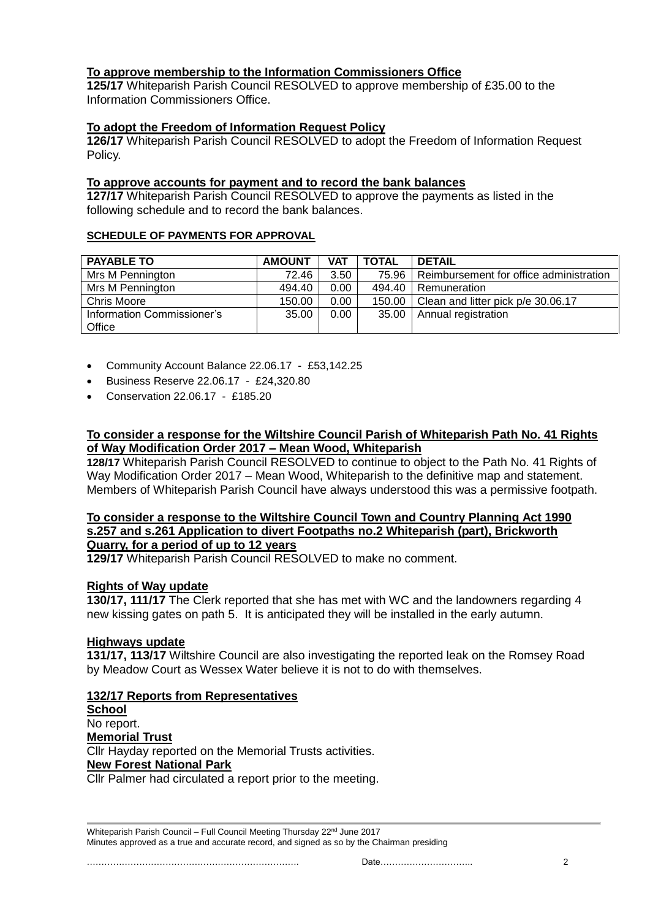**To approve membership to the Information Commissioners Office**

**125/17** Whiteparish Parish Council RESOLVED to approve membership of £35.00 to the Information Commissioners Office.

**To adopt the Freedom of Information Request Policy**

**126/17** Whiteparish Parish Council RESOLVED to adopt the Freedom of Information Request Policy.

**To approve accounts for payment and to record the bank balances**

**127/17** Whiteparish Parish Council RESOLVED to approve the payments as listed in the following schedule and to record the bank balances.

**SCHEDULE OF PAYMENTS FOR APPROVAL**

| PAYABLE TO | AMOUNT | VAT | TOTAL | DETAIL |
|---|---|---|---|---|
| Mrs M Pennington | 72.46 | 3.50 | 75.96 | Reimbursement for office administration |
| Mrs M Pennington | 494.40 | 0.00 | 494.40 | Remuneration |
| Chris Moore | 150.00 | 0.00 | 150.00 | Clean and litter pick p/e 30.06.17 |
| Information Commissioner's Office | 35.00 | 0.00 | 35.00 | Annual registration |

- Community Account Balance 22.06.17 - £53,142.25
- Business Reserve 22.06.17 - £24,320.80
- Conservation 22.06.17 - £185.20

**To consider a response for the Wiltshire Council Parish of Whiteparish Path No. 41 Rights of Way Modification Order 2017 – Mean Wood, Whiteparish**

**128/17** Whiteparish Parish Council RESOLVED to continue to object to the Path No. 41 Rights of Way Modification Order 2017 – Mean Wood, Whiteparish to the definitive map and statement. Members of Whiteparish Parish Council have always understood this was a permissive footpath.

**To consider a response to the Wiltshire Council Town and Country Planning Act 1990 s.257 and s.261 Application to divert Footpaths no.2 Whiteparish (part), Brickworth Quarry, for a period of up to 12 years**

**129/17** Whiteparish Parish Council RESOLVED to make no comment.

**Rights of Way update**

**130/17, 111/17** The Clerk reported that she has met with WC and the landowners regarding 4 new kissing gates on path 5. It is anticipated they will be installed in the early autumn.

**Highways update**

**131/17, 113/17** Wiltshire Council are also investigating the reported leak on the Romsey Road by Meadow Court as Wessex Water believe it is not to do with themselves.

**132/17 Reports from Representatives**

**School**

No report.

**Memorial Trust**

Cllr Hayday reported on the Memorial Trusts activities.

**New Forest National Park**

Cllr Palmer had circulated a report prior to the meeting.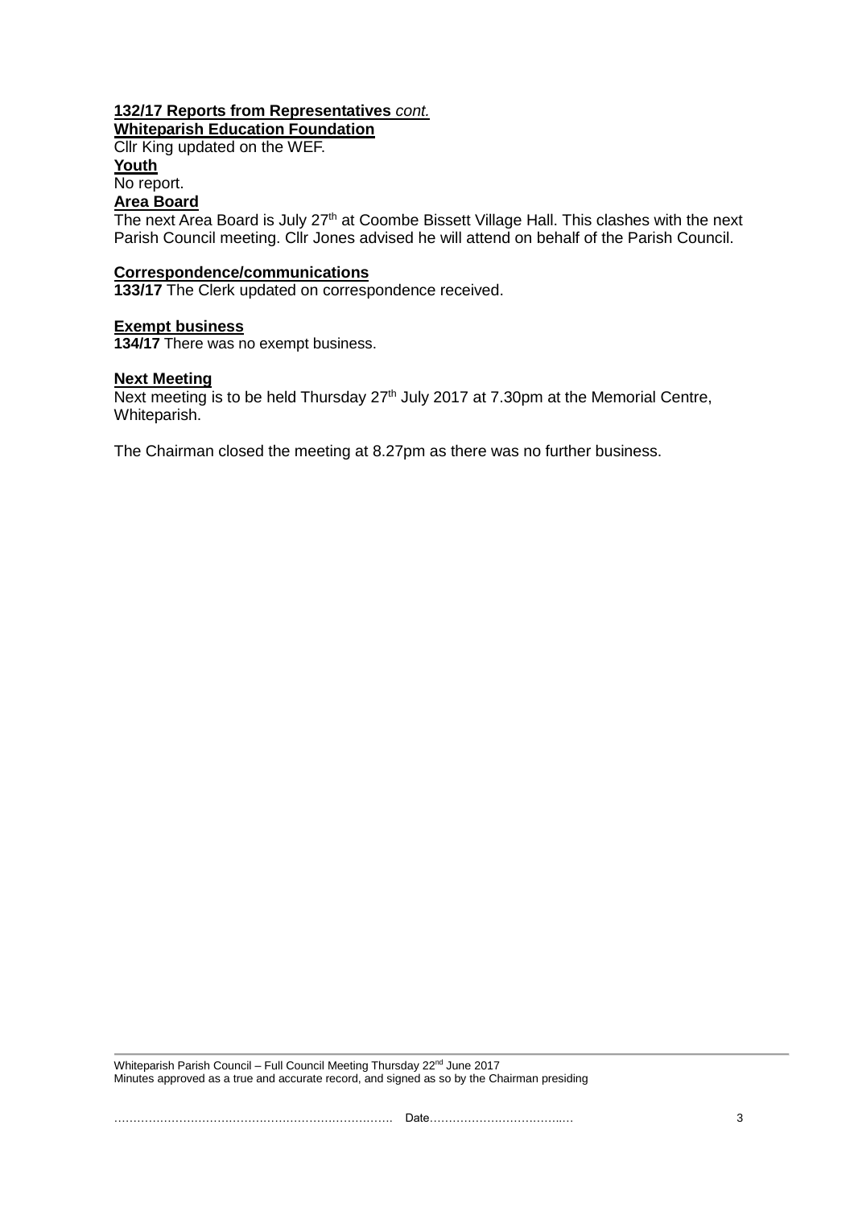**132/17 Reports from Representatives** *cont.*

**Whiteparish Education Foundation**

Cllr King updated on the WEF.

**Youth**

No report.

**Area Board**

The next Area Board is July 27th at Coombe Bissett Village Hall. This clashes with the next Parish Council meeting. Cllr Jones advised he will attend on behalf of the Parish Council.

**Correspondence/communications**

**133/17** The Clerk updated on correspondence received.

**Exempt business**

**134/17** There was no exempt business.

**Next Meeting**

Next meeting is to be held Thursday 27th July 2017 at 7.30pm at the Memorial Centre, Whiteparish.

The Chairman closed the meeting at 8.27pm as there was no further business.

Whiteparish Parish Council – Full Council Meeting Thursday 22nd June 2017
Minutes approved as a true and accurate record, and signed as so by the Chairman presiding

……………………………………………………………… Date………………………………